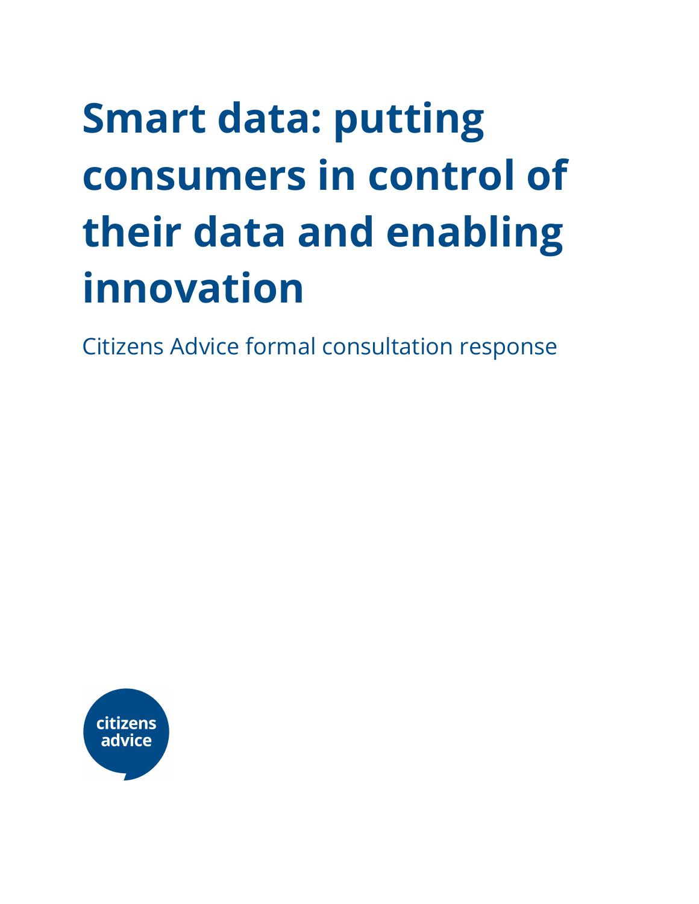# Smart data: putting consumers in control of their data and enabling innovation

Citizens Advice formal consultation response

citizens advice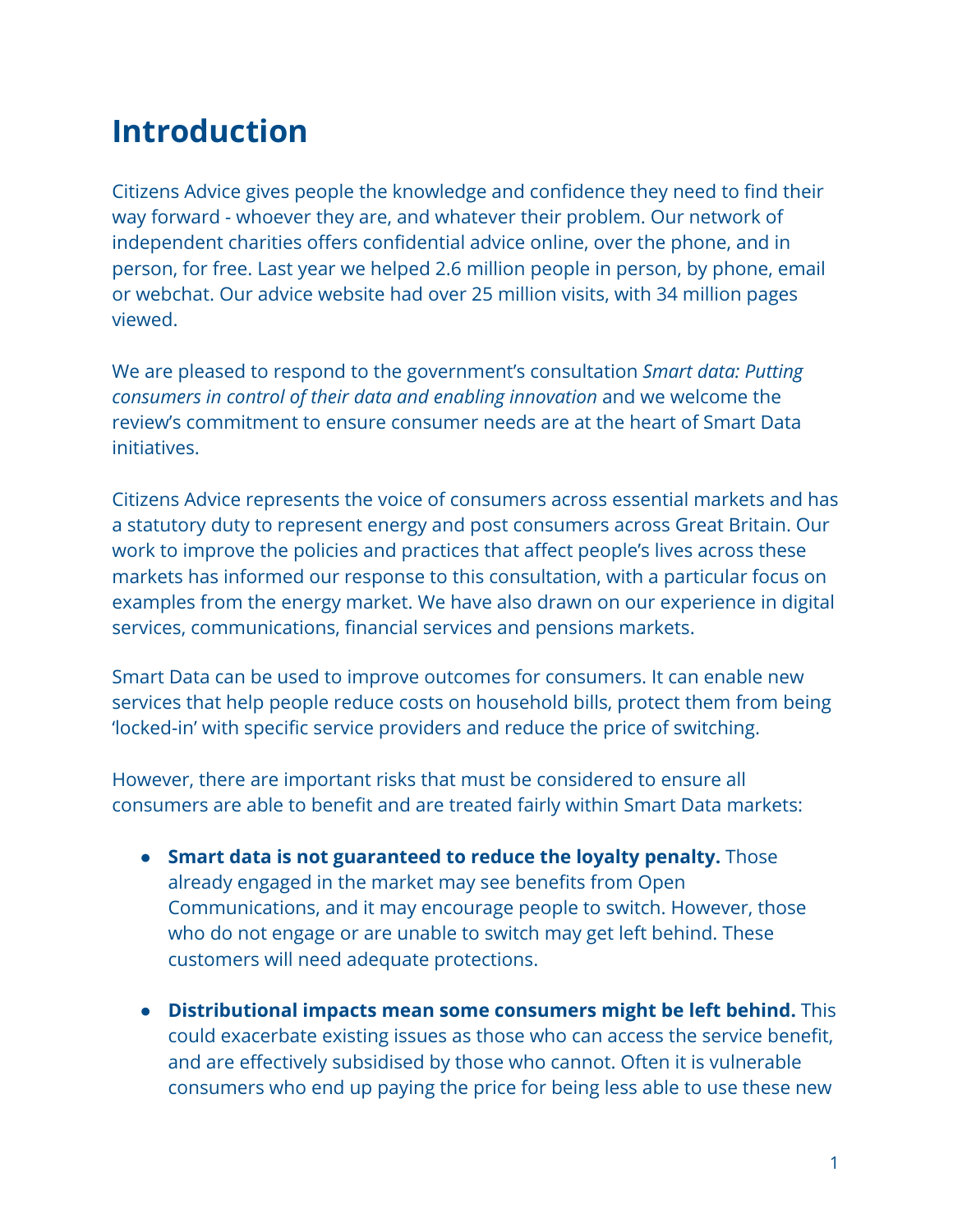# Introduction

Citizens Advice gives people the knowledge and confidence they need to find their way forward - whoever they are, and whatever their problem. Our network of independent charities offers confidential advice online, over the phone, and in person, for free. Last year we helped 2.6 million people in person, by phone, email or webchat. Our advice website had over 25 million visits, with 34 million pages viewed.

We are pleased to respond to the government's consultation *Smart data: Putting consumers in control of their data and enabling innovation* and we welcome the review's commitment to ensure consumer needs are at the heart of Smart Data initiatives.

Citizens Advice represents the voice of consumers across essential markets and has a statutory duty to represent energy and post consumers across Great Britain. Our work to improve the policies and practices that affect people's lives across these markets has informed our response to this consultation, with a particular focus on examples from the energy market. We have also drawn on our experience in digital services, communications, financial services and pensions markets.

Smart Data can be used to improve outcomes for consumers. It can enable new services that help people reduce costs on household bills, protect them from being 'locked-in' with specific service providers and reduce the price of switching.

However, there are important risks that must be considered to ensure all consumers are able to benefit and are treated fairly within Smart Data markets:

- **Smart data is not guaranteed to reduce the loyalty penalty.** Those already engaged in the market may see benefits from Open Communications, and it may encourage people to switch. However, those who do not engage or are unable to switch may get left behind. These customers will need adequate protections.
- **Distributional impacts mean some consumers might be left behind.** This could exacerbate existing issues as those who can access the service benefit, and are effectively subsidised by those who cannot. Often it is vulnerable consumers who end up paying the price for being less able to use these new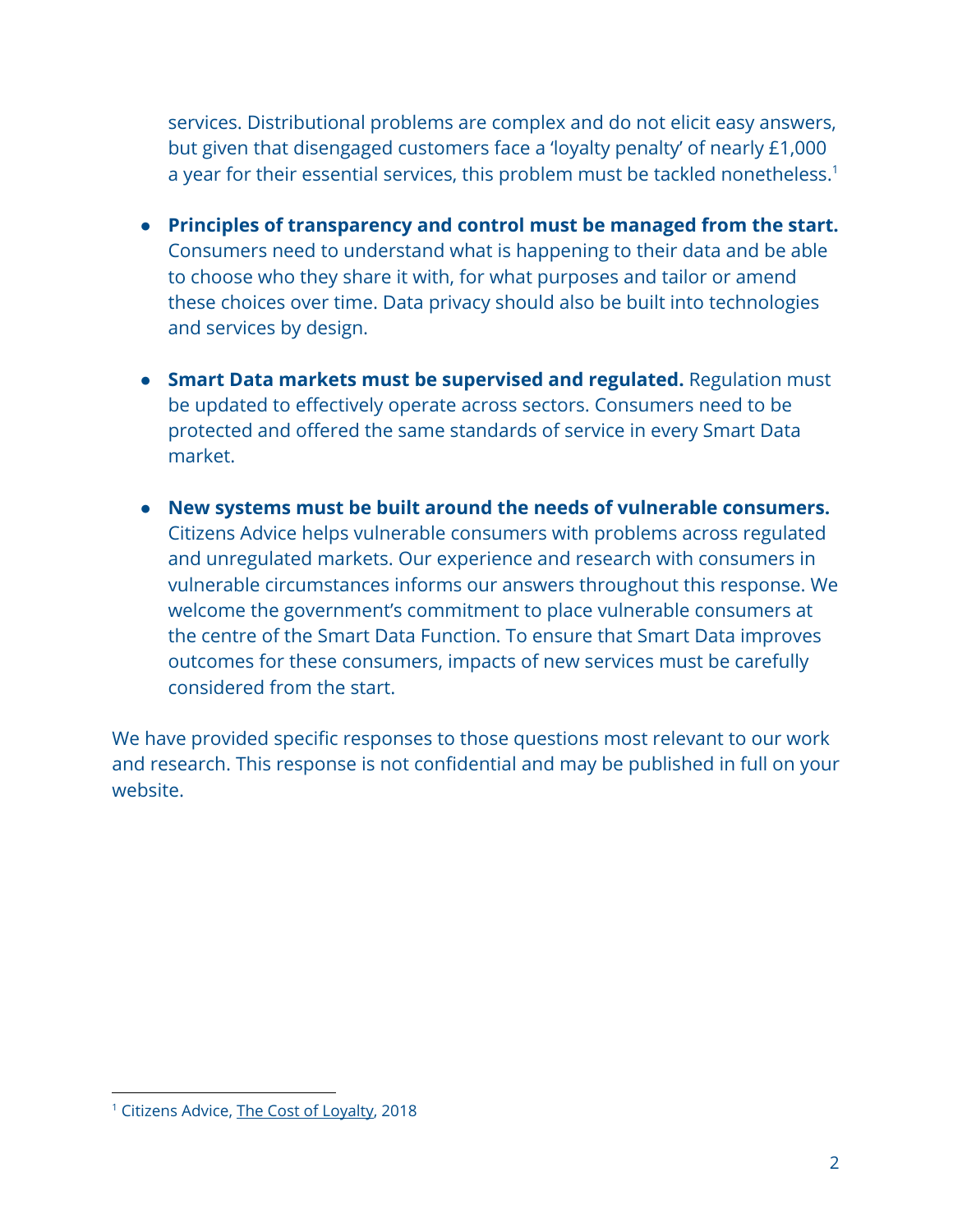services. Distributional problems are complex and do not elicit easy answers, but given that disengaged customers face a 'loyalty penalty' of nearly £1,000 a year for their essential services, this problem must be tackled nonetheless.[1]

- **Principles of transparency and control must be managed from the start.** Consumers need to understand what is happening to their data and be able to choose who they share it with, for what purposes and tailor or amend these choices over time. Data privacy should also be built into technologies and services by design.

- **Smart Data markets must be supervised and regulated.** Regulation must be updated to effectively operate across sectors. Consumers need to be protected and offered the same standards of service in every Smart Data market.

- **New systems must be built around the needs of vulnerable consumers.** Citizens Advice helps vulnerable consumers with problems across regulated and unregulated markets. Our experience and research with consumers in vulnerable circumstances informs our answers throughout this response. We welcome the government's commitment to place vulnerable consumers at the centre of the Smart Data Function. To ensure that Smart Data improves outcomes for these consumers, impacts of new services must be carefully considered from the start.

We have provided specific responses to those questions most relevant to our work and research. This response is not confidential and may be published in full on your website.

---

[1] Citizens Advice, The Cost of Loyalty, 2018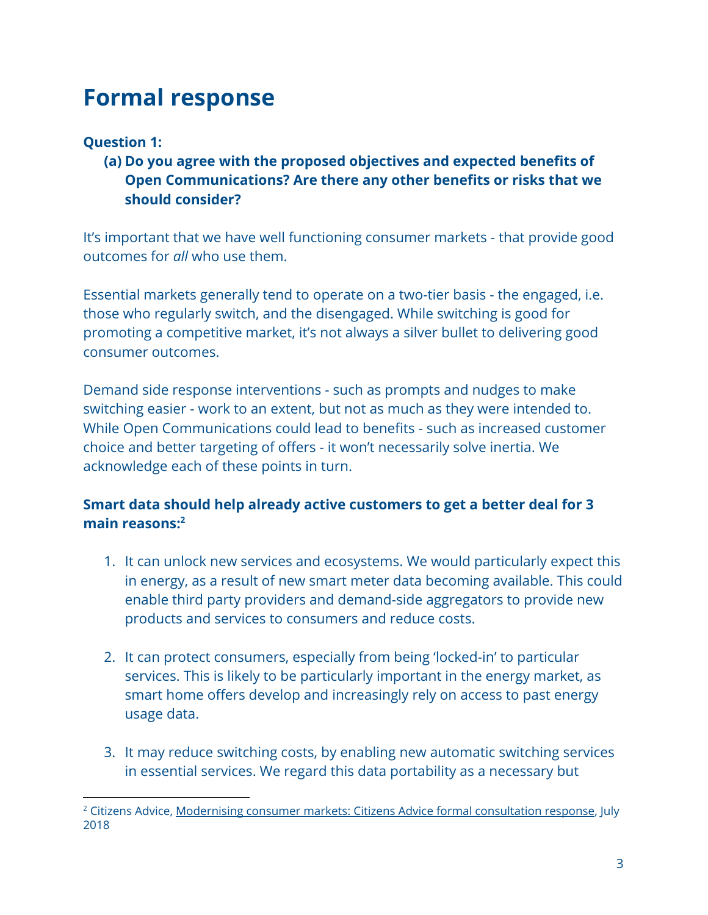# Formal response

**Question 1:**

**(a) Do you agree with the proposed objectives and expected benefits of Open Communications? Are there any other benefits or risks that we should consider?**

It's important that we have well functioning consumer markets - that provide good outcomes for *all* who use them.

Essential markets generally tend to operate on a two-tier basis - the engaged, i.e. those who regularly switch, and the disengaged. While switching is good for promoting a competitive market, it's not always a silver bullet to delivering good consumer outcomes.

Demand side response interventions - such as prompts and nudges to make switching easier - work to an extent, but not as much as they were intended to. While Open Communications could lead to benefits - such as increased customer choice and better targeting of offers - it won't necessarily solve inertia. We acknowledge each of these points in turn.

**Smart data should help already active customers to get a better deal for 3 main reasons:[2]**

1. It can unlock new services and ecosystems. We would particularly expect this in energy, as a result of new smart meter data becoming available. This could enable third party providers and demand-side aggregators to provide new products and services to consumers and reduce costs.

2. It can protect consumers, especially from being 'locked-in' to particular services. This is likely to be particularly important in the energy market, as smart home offers develop and increasingly rely on access to past energy usage data.

3. It may reduce switching costs, by enabling new automatic switching services in essential services. We regard this data portability as a necessary but

[2] Citizens Advice, Modernising consumer markets: Citizens Advice formal consultation response, July 2018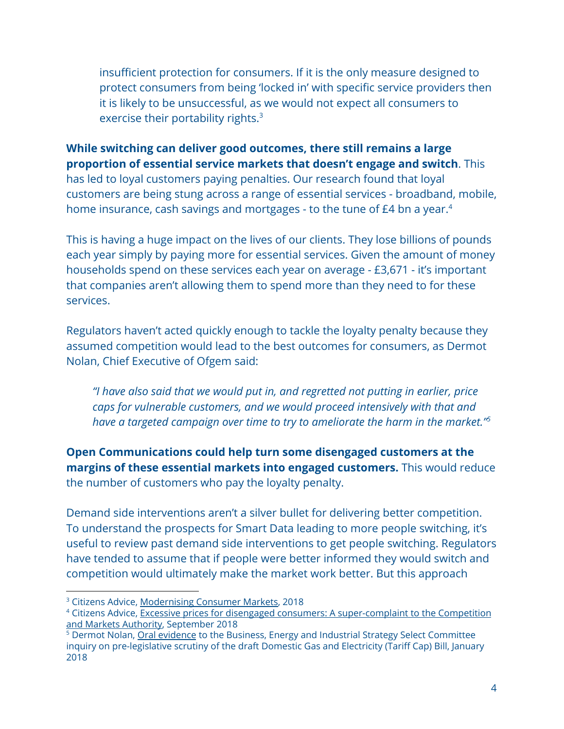> insufficient protection for consumers. If it is the only measure designed to protect consumers from being 'locked in' with specific service providers then it is likely to be unsuccessful, as we would not expect all consumers to exercise their portability rights.[3]

**While switching can deliver good outcomes, there still remains a large proportion of essential service markets that doesn't engage and switch**. This has led to loyal customers paying penalties. Our research found that loyal customers are being stung across a range of essential services - broadband, mobile, home insurance, cash savings and mortgages - to the tune of £4 bn a year.[4]

This is having a huge impact on the lives of our clients. They lose billions of pounds each year simply by paying more for essential services. Given the amount of money households spend on these services each year on average - £3,671 - it's important that companies aren't allowing them to spend more than they need to for these services.

Regulators haven't acted quickly enough to tackle the loyalty penalty because they assumed competition would lead to the best outcomes for consumers, as Dermot Nolan, Chief Executive of Ofgem said:

> *"I have also said that we would put in, and regretted not putting in earlier, price caps for vulnerable customers, and we would proceed intensively with that and have a targeted campaign over time to try to ameliorate the harm in the market."*[5]

**Open Communications could help turn some disengaged customers at the margins of these essential markets into engaged customers.** This would reduce the number of customers who pay the loyalty penalty.

Demand side interventions aren't a silver bullet for delivering better competition. To understand the prospects for Smart Data leading to more people switching, it's useful to review past demand side interventions to get people switching. Regulators have tended to assume that if people were better informed they would switch and competition would ultimately make the market work better. But this approach

---

[3] Citizens Advice, Modernising Consumer Markets, 2018

[4] Citizens Advice, Excessive prices for disengaged consumers: A super-complaint to the Competition and Markets Authority, September 2018

[5] Dermot Nolan, Oral evidence to the Business, Energy and Industrial Strategy Select Committee inquiry on pre-legislative scrutiny of the draft Domestic Gas and Electricity (Tariff Cap) Bill, January 2018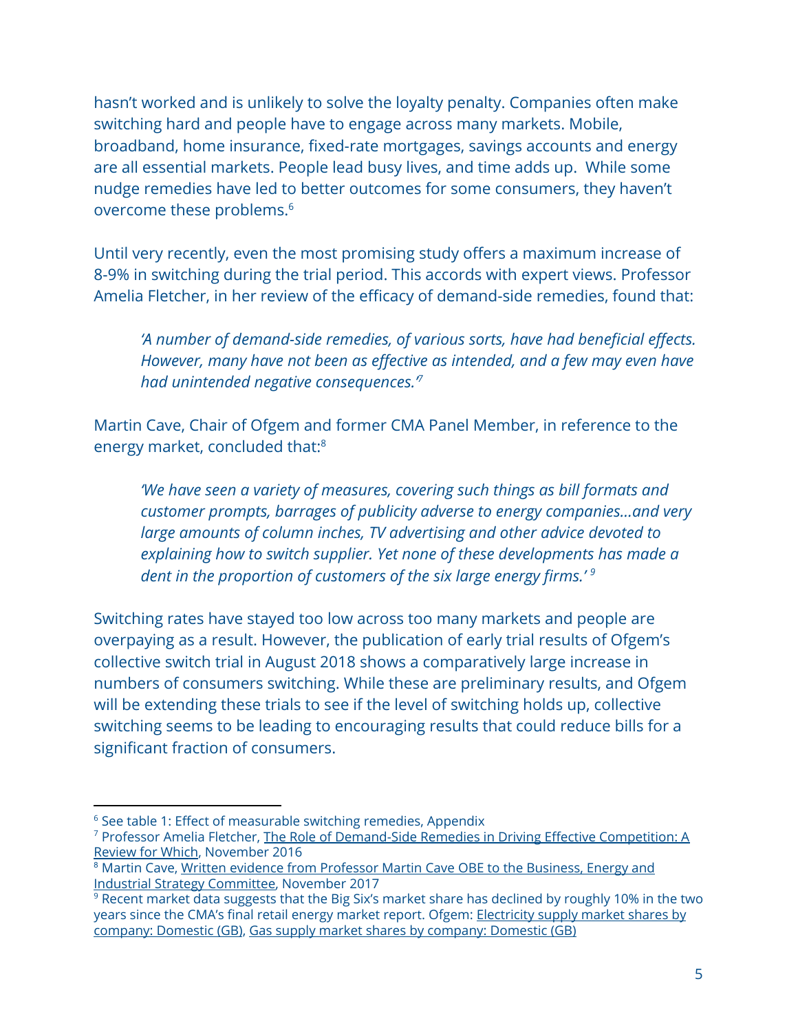hasn't worked and is unlikely to solve the loyalty penalty. Companies often make switching hard and people have to engage across many markets. Mobile, broadband, home insurance, fixed-rate mortgages, savings accounts and energy are all essential markets. People lead busy lives, and time adds up. While some nudge remedies have led to better outcomes for some consumers, they haven't overcome these problems.[6]

Until very recently, even the most promising study offers a maximum increase of 8-9% in switching during the trial period. This accords with expert views. Professor Amelia Fletcher, in her review of the efficacy of demand-side remedies, found that:

> *'A number of demand-side remedies, of various sorts, have had beneficial effects. However, many have not been as effective as intended, and a few may even have had unintended negative consequences.'*[7]

Martin Cave, Chair of Ofgem and former CMA Panel Member, in reference to the energy market, concluded that:[8]

> *'We have seen a variety of measures, covering such things as bill formats and customer prompts, barrages of publicity adverse to energy companies...and very large amounts of column inches, TV advertising and other advice devoted to explaining how to switch supplier. Yet none of these developments has made a dent in the proportion of customers of the six large energy firms.'* [9]

Switching rates have stayed too low across too many markets and people are overpaying as a result. However, the publication of early trial results of Ofgem's collective switch trial in August 2018 shows a comparatively large increase in numbers of consumers switching. While these are preliminary results, and Ofgem will be extending these trials to see if the level of switching holds up, collective switching seems to be leading to encouraging results that could reduce bills for a significant fraction of consumers.

---

[6] See table 1: Effect of measurable switching remedies, Appendix

[7] Professor Amelia Fletcher, The Role of Demand-Side Remedies in Driving Effective Competition: A Review for Which, November 2016

[8] Martin Cave, Written evidence from Professor Martin Cave OBE to the Business, Energy and Industrial Strategy Committee, November 2017

[9] Recent market data suggests that the Big Six's market share has declined by roughly 10% in the two years since the CMA's final retail energy market report. Ofgem: Electricity supply market shares by company: Domestic (GB), Gas supply market shares by company: Domestic (GB)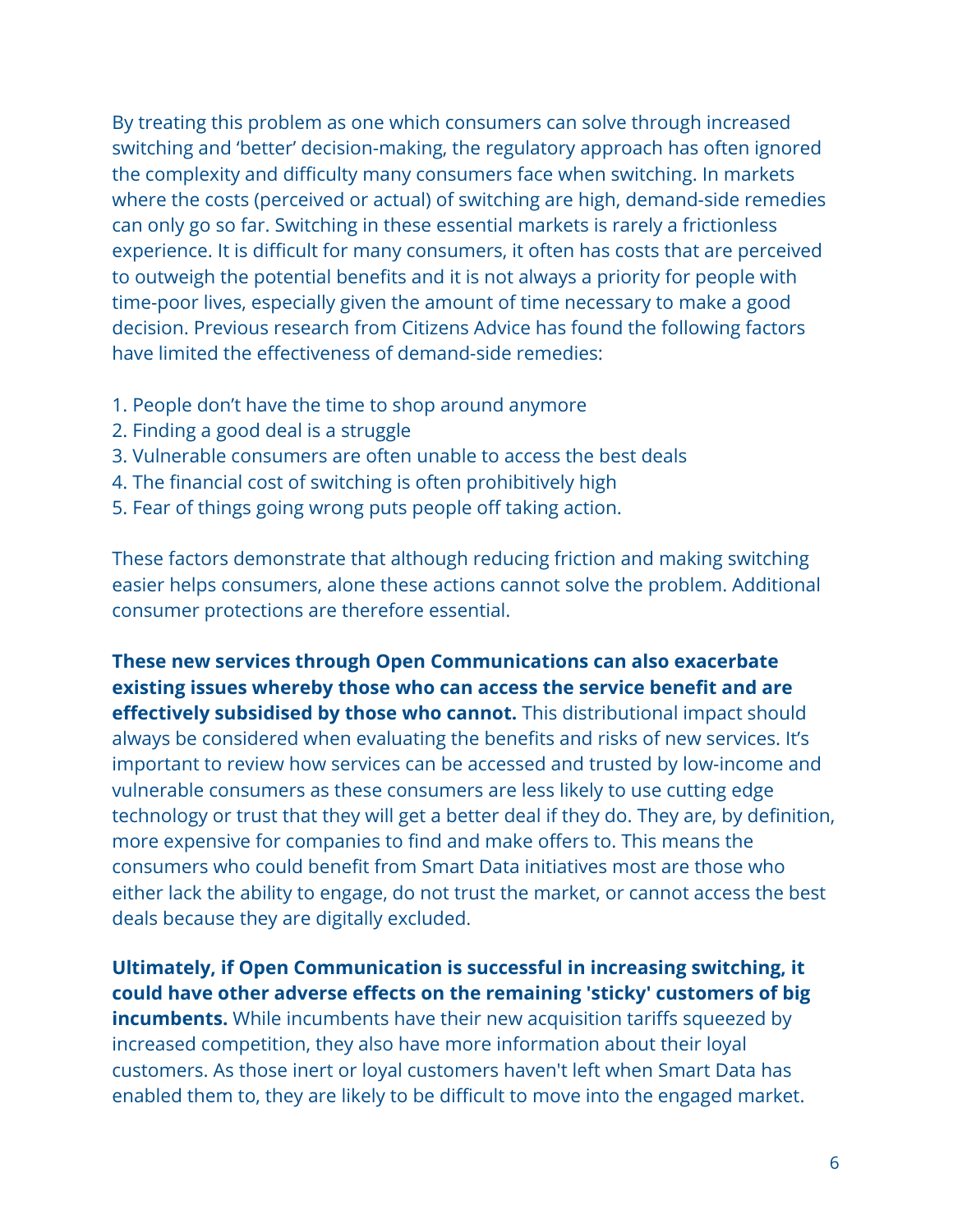By treating this problem as one which consumers can solve through increased switching and 'better' decision-making, the regulatory approach has often ignored the complexity and difficulty many consumers face when switching. In markets where the costs (perceived or actual) of switching are high, demand-side remedies can only go so far. Switching in these essential markets is rarely a frictionless experience. It is difficult for many consumers, it often has costs that are perceived to outweigh the potential benefits and it is not always a priority for people with time-poor lives, especially given the amount of time necessary to make a good decision. Previous research from Citizens Advice has found the following factors have limited the effectiveness of demand-side remedies:

1. People don't have the time to shop around anymore
2. Finding a good deal is a struggle
3. Vulnerable consumers are often unable to access the best deals
4. The financial cost of switching is often prohibitively high
5. Fear of things going wrong puts people off taking action.

These factors demonstrate that although reducing friction and making switching easier helps consumers, alone these actions cannot solve the problem. Additional consumer protections are therefore essential.

**These new services through Open Communications can also exacerbate existing issues whereby those who can access the service benefit and are effectively subsidised by those who cannot.** This distributional impact should always be considered when evaluating the benefits and risks of new services. It's important to review how services can be accessed and trusted by low-income and vulnerable consumers as these consumers are less likely to use cutting edge technology or trust that they will get a better deal if they do. They are, by definition, more expensive for companies to find and make offers to. This means the consumers who could benefit from Smart Data initiatives most are those who either lack the ability to engage, do not trust the market, or cannot access the best deals because they are digitally excluded.

**Ultimately, if Open Communication is successful in increasing switching, it could have other adverse effects on the remaining 'sticky' customers of big incumbents.** While incumbents have their new acquisition tariffs squeezed by increased competition, they also have more information about their loyal customers. As those inert or loyal customers haven't left when Smart Data has enabled them to, they are likely to be difficult to move into the engaged market.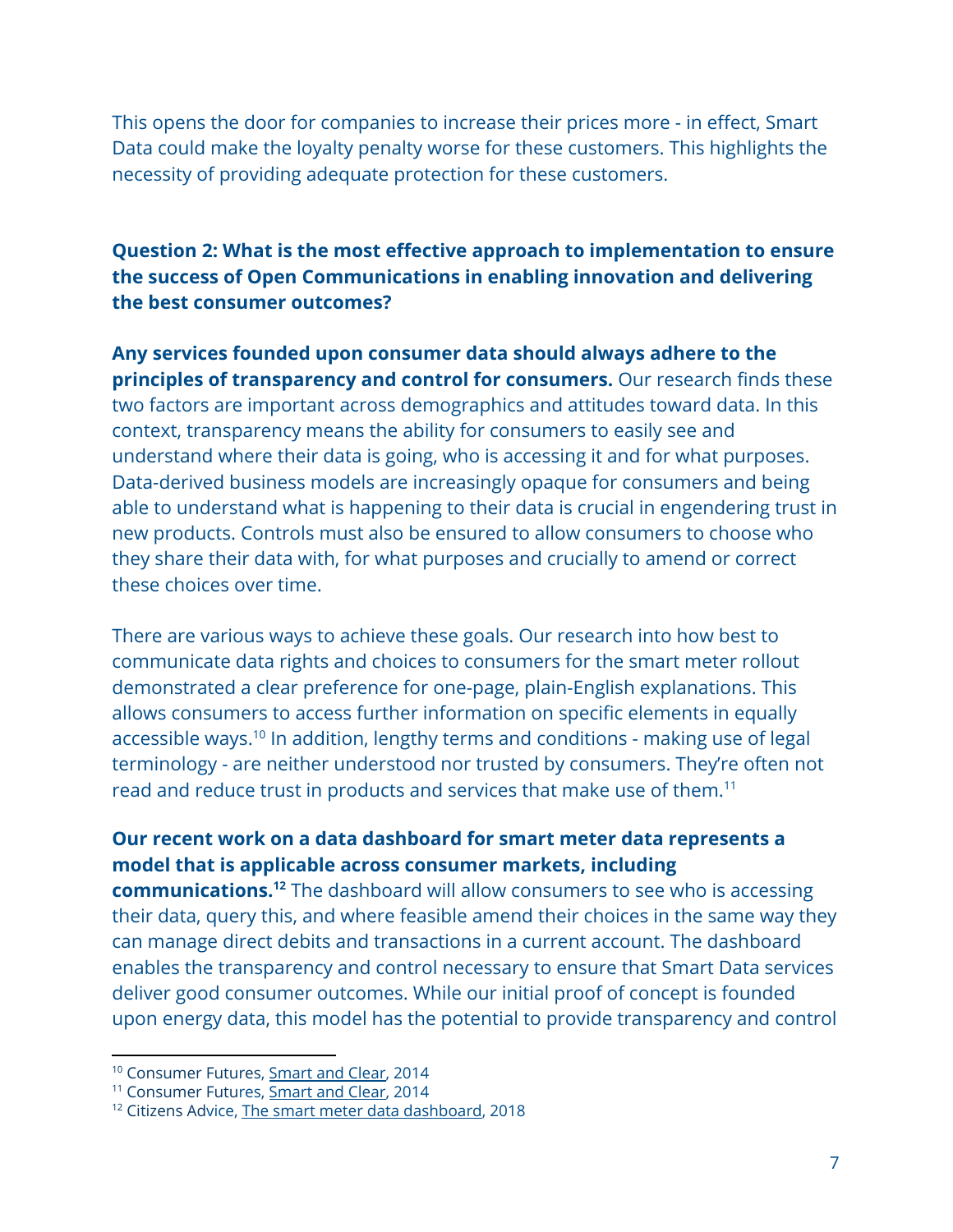This opens the door for companies to increase their prices more - in effect, Smart Data could make the loyalty penalty worse for these customers. This highlights the necessity of providing adequate protection for these customers.

**Question 2: What is the most effective approach to implementation to ensure the success of Open Communications in enabling innovation and delivering the best consumer outcomes?**

**Any services founded upon consumer data should always adhere to the principles of transparency and control for consumers.** Our research finds these two factors are important across demographics and attitudes toward data. In this context, transparency means the ability for consumers to easily see and understand where their data is going, who is accessing it and for what purposes. Data-derived business models are increasingly opaque for consumers and being able to understand what is happening to their data is crucial in engendering trust in new products. Controls must also be ensured to allow consumers to choose who they share their data with, for what purposes and crucially to amend or correct these choices over time.

There are various ways to achieve these goals. Our research into how best to communicate data rights and choices to consumers for the smart meter rollout demonstrated a clear preference for one-page, plain-English explanations. This allows consumers to access further information on specific elements in equally accessible ways.[10] In addition, lengthy terms and conditions - making use of legal terminology - are neither understood nor trusted by consumers. They're often not read and reduce trust in products and services that make use of them.[11]

**Our recent work on a data dashboard for smart meter data represents a model that is applicable across consumer markets, including communications.[12]** The dashboard will allow consumers to see who is accessing their data, query this, and where feasible amend their choices in the same way they can manage direct debits and transactions in a current account. The dashboard enables the transparency and control necessary to ensure that Smart Data services deliver good consumer outcomes. While our initial proof of concept is founded upon energy data, this model has the potential to provide transparency and control

---

[10] Consumer Futures, Smart and Clear, 2014

[11] Consumer Futures, Smart and Clear, 2014

[12] Citizens Advice, The smart meter data dashboard, 2018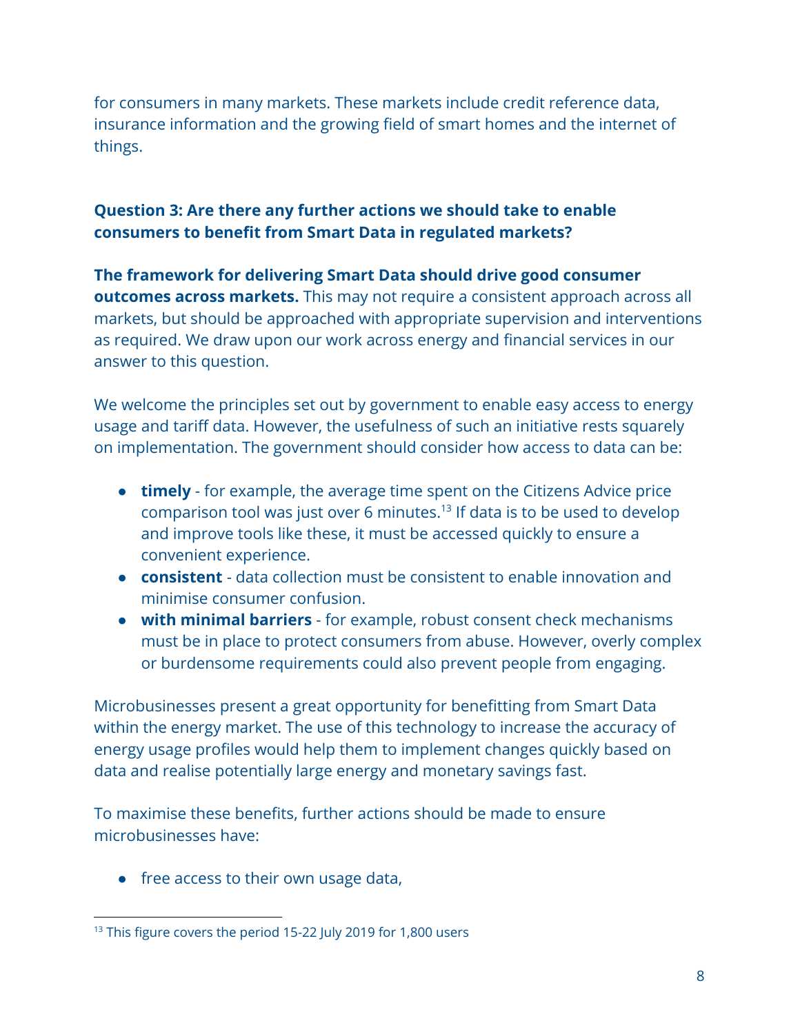for consumers in many markets. These markets include credit reference data, insurance information and the growing field of smart homes and the internet of things.

**Question 3: Are there any further actions we should take to enable consumers to benefit from Smart Data in regulated markets?**

**The framework for delivering Smart Data should drive good consumer outcomes across markets.** This may not require a consistent approach across all markets, but should be approached with appropriate supervision and interventions as required. We draw upon our work across energy and financial services in our answer to this question.

We welcome the principles set out by government to enable easy access to energy usage and tariff data. However, the usefulness of such an initiative rests squarely on implementation. The government should consider how access to data can be:

- **timely** - for example, the average time spent on the Citizens Advice price comparison tool was just over 6 minutes.[13] If data is to be used to develop and improve tools like these, it must be accessed quickly to ensure a convenient experience.
- **consistent** - data collection must be consistent to enable innovation and minimise consumer confusion.
- **with minimal barriers** - for example, robust consent check mechanisms must be in place to protect consumers from abuse. However, overly complex or burdensome requirements could also prevent people from engaging.

Microbusinesses present a great opportunity for benefitting from Smart Data within the energy market. The use of this technology to increase the accuracy of energy usage profiles would help them to implement changes quickly based on data and realise potentially large energy and monetary savings fast.

To maximise these benefits, further actions should be made to ensure microbusinesses have:

- free access to their own usage data,

[13] This figure covers the period 15-22 July 2019 for 1,800 users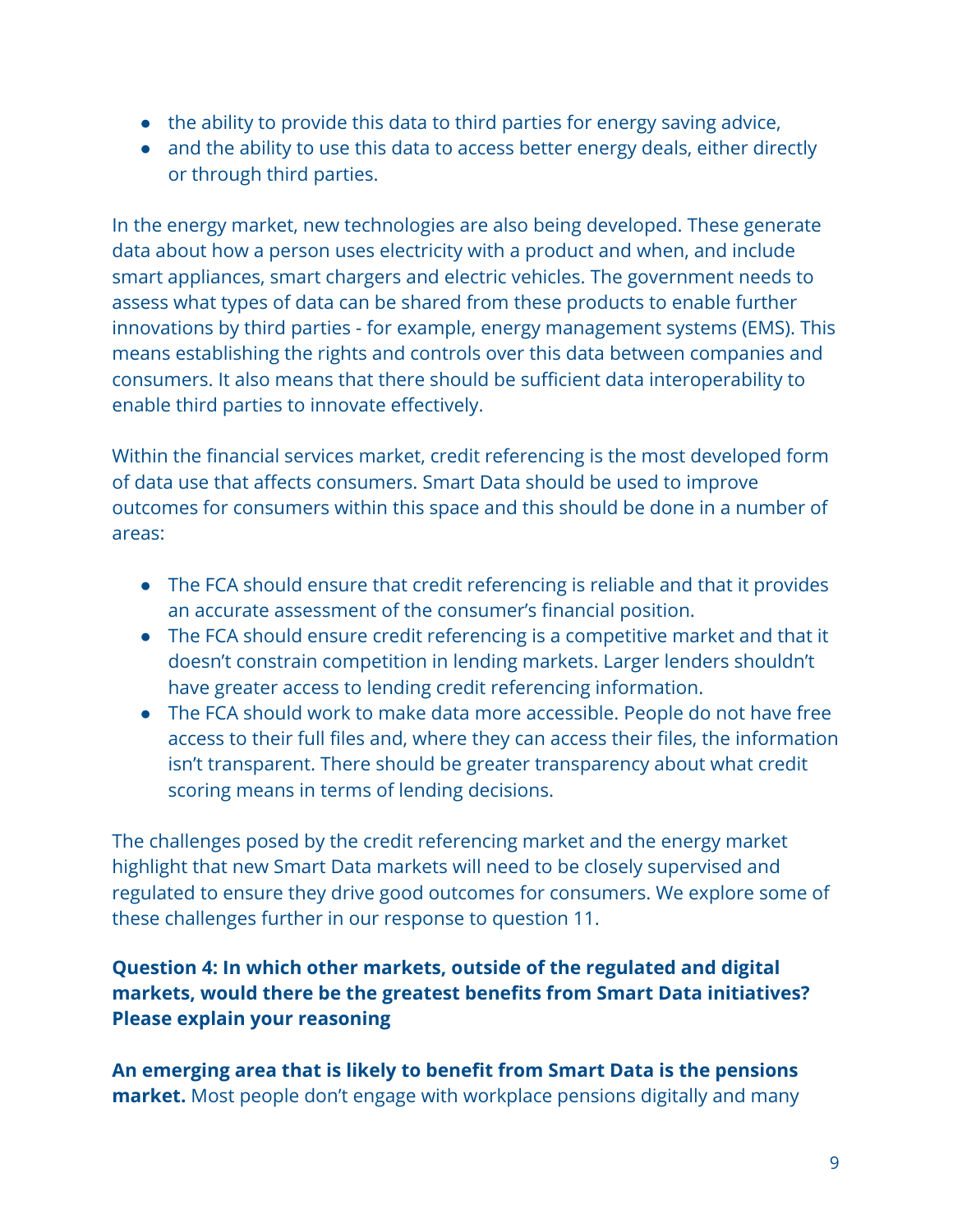- the ability to provide this data to third parties for energy saving advice,
- and the ability to use this data to access better energy deals, either directly or through third parties.

In the energy market, new technologies are also being developed. These generate data about how a person uses electricity with a product and when, and include smart appliances, smart chargers and electric vehicles. The government needs to assess what types of data can be shared from these products to enable further innovations by third parties - for example, energy management systems (EMS). This means establishing the rights and controls over this data between companies and consumers. It also means that there should be sufficient data interoperability to enable third parties to innovate effectively.

Within the financial services market, credit referencing is the most developed form of data use that affects consumers. Smart Data should be used to improve outcomes for consumers within this space and this should be done in a number of areas:

- The FCA should ensure that credit referencing is reliable and that it provides an accurate assessment of the consumer's financial position.
- The FCA should ensure credit referencing is a competitive market and that it doesn't constrain competition in lending markets. Larger lenders shouldn't have greater access to lending credit referencing information.
- The FCA should work to make data more accessible. People do not have free access to their full files and, where they can access their files, the information isn't transparent. There should be greater transparency about what credit scoring means in terms of lending decisions.

The challenges posed by the credit referencing market and the energy market highlight that new Smart Data markets will need to be closely supervised and regulated to ensure they drive good outcomes for consumers. We explore some of these challenges further in our response to question 11.

**Question 4: In which other markets, outside of the regulated and digital markets, would there be the greatest benefits from Smart Data initiatives? Please explain your reasoning**

**An emerging area that is likely to benefit from Smart Data is the pensions market.** Most people don't engage with workplace pensions digitally and many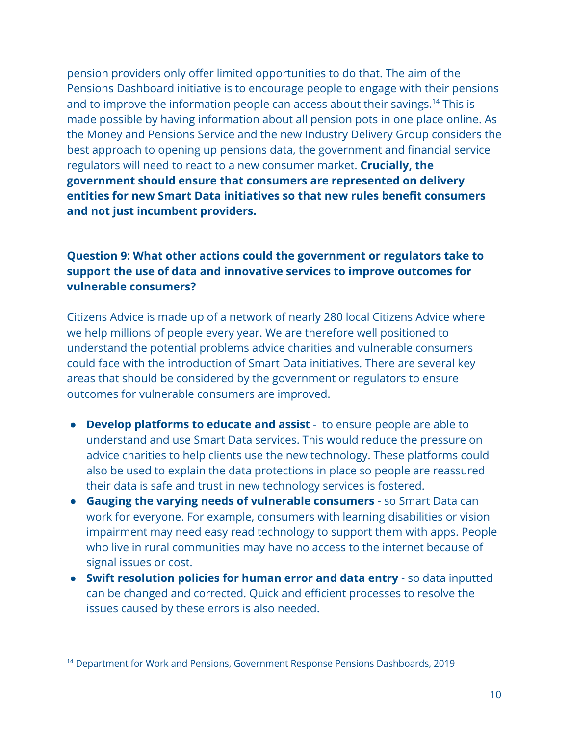pension providers only offer limited opportunities to do that. The aim of the Pensions Dashboard initiative is to encourage people to engage with their pensions and to improve the information people can access about their savings.[14] This is made possible by having information about all pension pots in one place online. As the Money and Pensions Service and the new Industry Delivery Group considers the best approach to opening up pensions data, the government and financial service regulators will need to react to a new consumer market. **Crucially, the government should ensure that consumers are represented on delivery entities for new Smart Data initiatives so that new rules benefit consumers and not just incumbent providers.**

### Question 9: What other actions could the government or regulators take to support the use of data and innovative services to improve outcomes for vulnerable consumers?

Citizens Advice is made up of a network of nearly 280 local Citizens Advice where we help millions of people every year. We are therefore well positioned to understand the potential problems advice charities and vulnerable consumers could face with the introduction of Smart Data initiatives. There are several key areas that should be considered by the government or regulators to ensure outcomes for vulnerable consumers are improved.

- **Develop platforms to educate and assist** - to ensure people are able to understand and use Smart Data services. This would reduce the pressure on advice charities to help clients use the new technology. These platforms could also be used to explain the data protections in place so people are reassured their data is safe and trust in new technology services is fostered.
- **Gauging the varying needs of vulnerable consumers** - so Smart Data can work for everyone. For example, consumers with learning disabilities or vision impairment may need easy read technology to support them with apps. People who live in rural communities may have no access to the internet because of signal issues or cost.
- **Swift resolution policies for human error and data entry** - so data inputted can be changed and corrected. Quick and efficient processes to resolve the issues caused by these errors is also needed.

---

[14] Department for Work and Pensions, Government Response Pensions Dashboards, 2019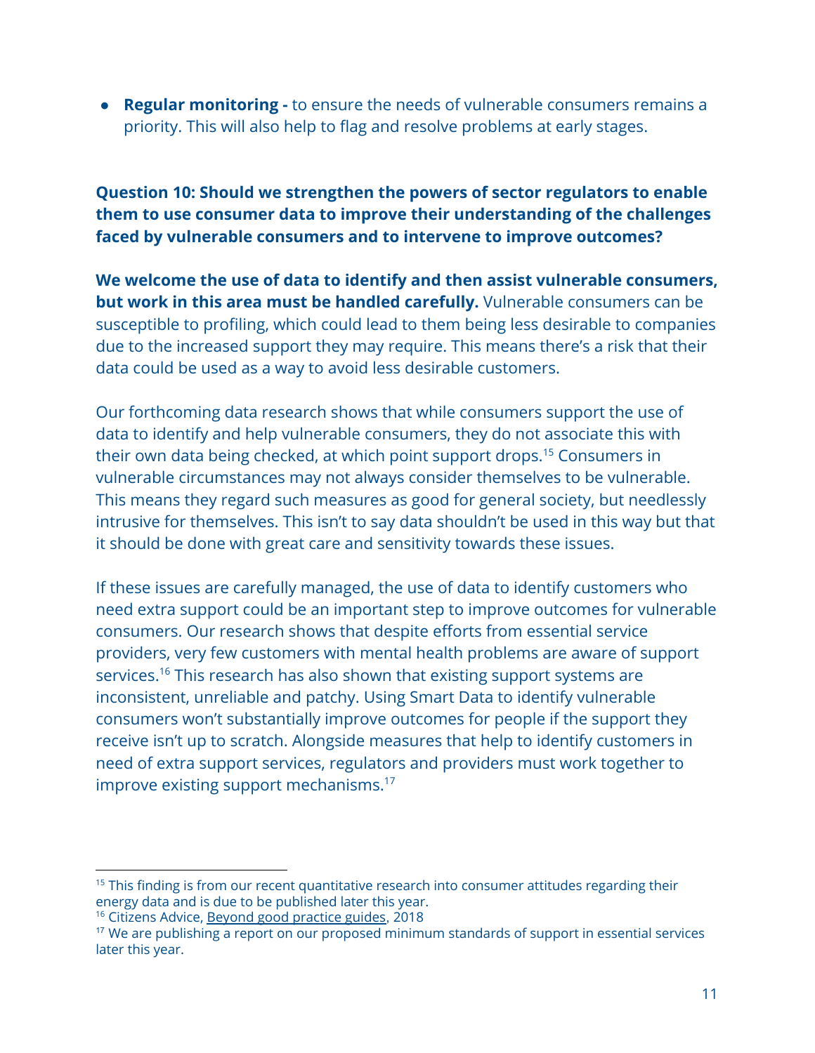- **Regular monitoring -** to ensure the needs of vulnerable consumers remains a priority. This will also help to flag and resolve problems at early stages.

**Question 10: Should we strengthen the powers of sector regulators to enable them to use consumer data to improve their understanding of the challenges faced by vulnerable consumers and to intervene to improve outcomes?**

**We welcome the use of data to identify and then assist vulnerable consumers, but work in this area must be handled carefully.** Vulnerable consumers can be susceptible to profiling, which could lead to them being less desirable to companies due to the increased support they may require. This means there's a risk that their data could be used as a way to avoid less desirable customers.

Our forthcoming data research shows that while consumers support the use of data to identify and help vulnerable consumers, they do not associate this with their own data being checked, at which point support drops.[15] Consumers in vulnerable circumstances may not always consider themselves to be vulnerable. This means they regard such measures as good for general society, but needlessly intrusive for themselves. This isn't to say data shouldn't be used in this way but that it should be done with great care and sensitivity towards these issues.

If these issues are carefully managed, the use of data to identify customers who need extra support could be an important step to improve outcomes for vulnerable consumers. Our research shows that despite efforts from essential service providers, very few customers with mental health problems are aware of support services.[16] This research has also shown that existing support systems are inconsistent, unreliable and patchy. Using Smart Data to identify vulnerable consumers won't substantially improve outcomes for people if the support they receive isn't up to scratch. Alongside measures that help to identify customers in need of extra support services, regulators and providers must work together to improve existing support mechanisms.[17]

---

[15] This finding is from our recent quantitative research into consumer attitudes regarding their energy data and is due to be published later this year.

[16] Citizens Advice, Beyond good practice guides, 2018

[17] We are publishing a report on our proposed minimum standards of support in essential services later this year.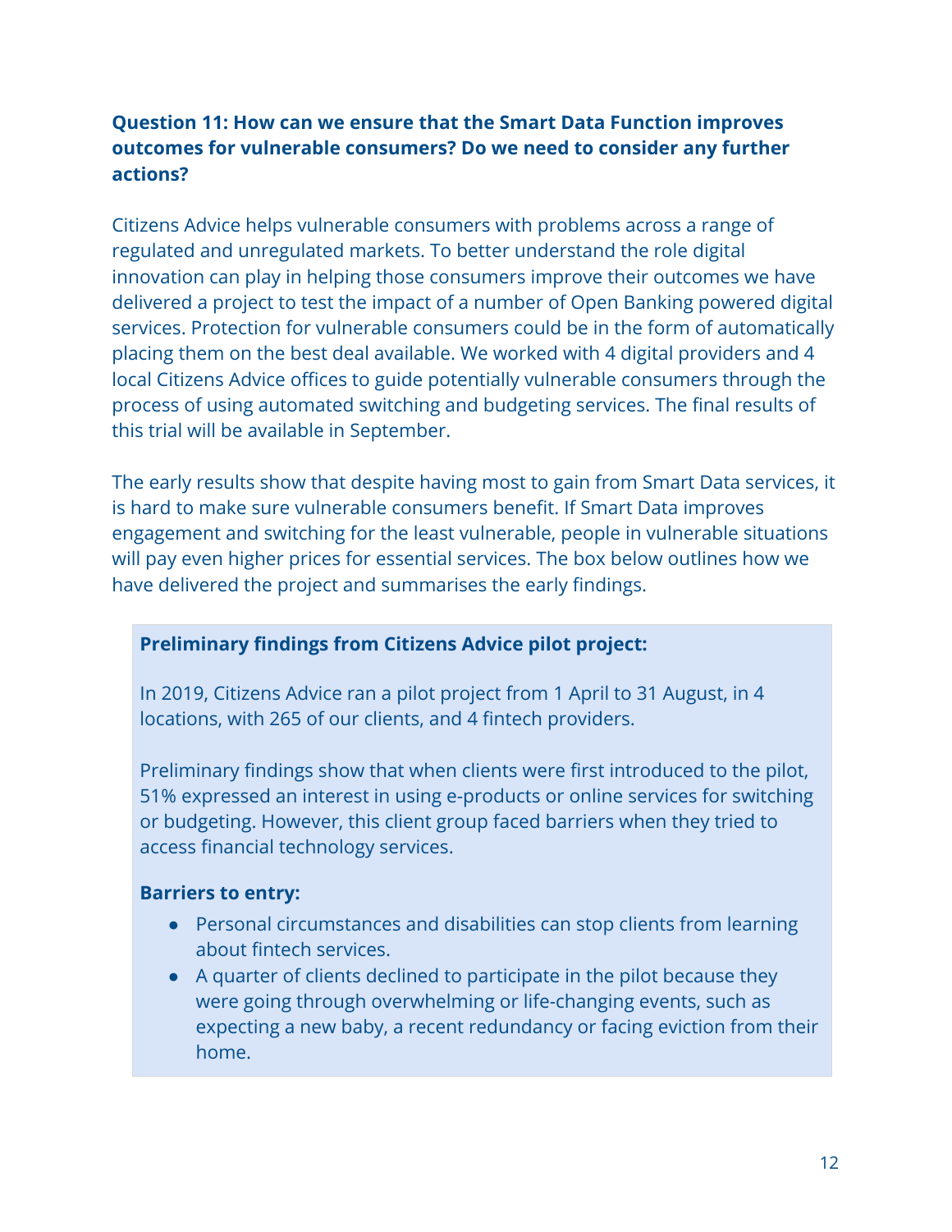**Question 11: How can we ensure that the Smart Data Function improves outcomes for vulnerable consumers? Do we need to consider any further actions?**

Citizens Advice helps vulnerable consumers with problems across a range of regulated and unregulated markets. To better understand the role digital innovation can play in helping those consumers improve their outcomes we have delivered a project to test the impact of a number of Open Banking powered digital services. Protection for vulnerable consumers could be in the form of automatically placing them on the best deal available. We worked with 4 digital providers and 4 local Citizens Advice offices to guide potentially vulnerable consumers through the process of using automated switching and budgeting services. The final results of this trial will be available in September.

The early results show that despite having most to gain from Smart Data services, it is hard to make sure vulnerable consumers benefit. If Smart Data improves engagement and switching for the least vulnerable, people in vulnerable situations will pay even higher prices for essential services. The box below outlines how we have delivered the project and summarises the early findings.

**Preliminary findings from Citizens Advice pilot project:**

In 2019, Citizens Advice ran a pilot project from 1 April to 31 August, in 4 locations, with 265 of our clients, and 4 fintech providers.

Preliminary findings show that when clients were first introduced to the pilot, 51% expressed an interest in using e-products or online services for switching or budgeting. However, this client group faced barriers when they tried to access financial technology services.

**Barriers to entry:**

- Personal circumstances and disabilities can stop clients from learning about fintech services.
- A quarter of clients declined to participate in the pilot because they were going through overwhelming or life-changing events, such as expecting a new baby, a recent redundancy or facing eviction from their home.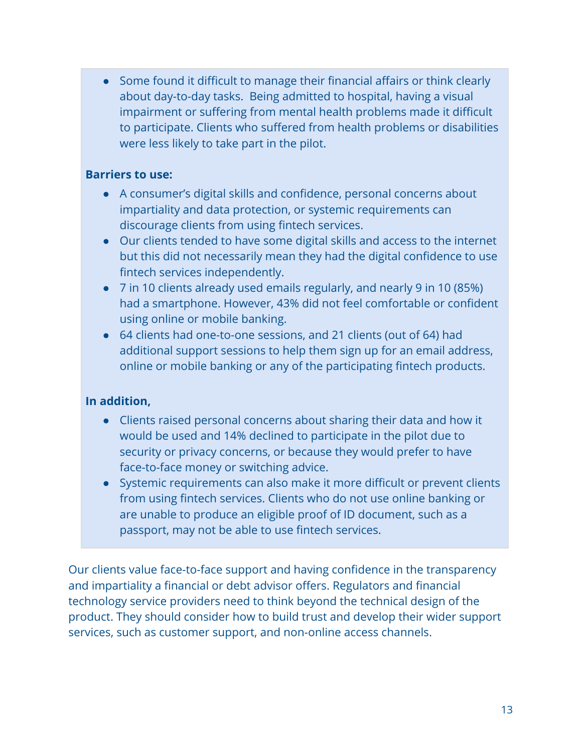- Some found it difficult to manage their financial affairs or think clearly about day-to-day tasks. Being admitted to hospital, having a visual impairment or suffering from mental health problems made it difficult to participate. Clients who suffered from health problems or disabilities were less likely to take part in the pilot.

**Barriers to use:**

- A consumer's digital skills and confidence, personal concerns about impartiality and data protection, or systemic requirements can discourage clients from using fintech services.
- Our clients tended to have some digital skills and access to the internet but this did not necessarily mean they had the digital confidence to use fintech services independently.
- 7 in 10 clients already used emails regularly, and nearly 9 in 10 (85%) had a smartphone. However, 43% did not feel comfortable or confident using online or mobile banking.
- 64 clients had one-to-one sessions, and 21 clients (out of 64) had additional support sessions to help them sign up for an email address, online or mobile banking or any of the participating fintech products.

**In addition,**

- Clients raised personal concerns about sharing their data and how it would be used and 14% declined to participate in the pilot due to security or privacy concerns, or because they would prefer to have face-to-face money or switching advice.
- Systemic requirements can also make it more difficult or prevent clients from using fintech services. Clients who do not use online banking or are unable to produce an eligible proof of ID document, such as a passport, may not be able to use fintech services.

Our clients value face-to-face support and having confidence in the transparency and impartiality a financial or debt advisor offers. Regulators and financial technology service providers need to think beyond the technical design of the product. They should consider how to build trust and develop their wider support services, such as customer support, and non-online access channels.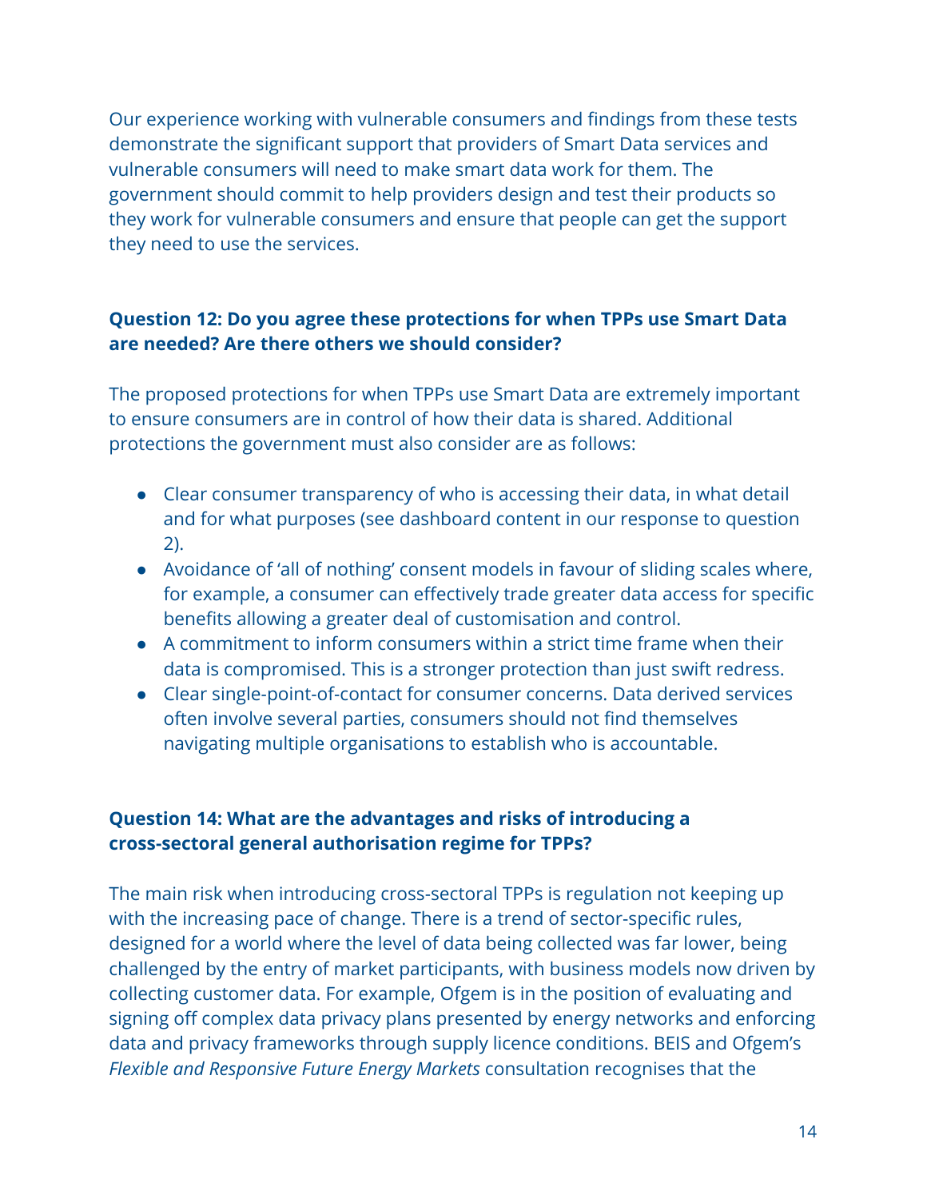Our experience working with vulnerable consumers and findings from these tests demonstrate the significant support that providers of Smart Data services and vulnerable consumers will need to make smart data work for them. The government should commit to help providers design and test their products so they work for vulnerable consumers and ensure that people can get the support they need to use the services.

**Question 12: Do you agree these protections for when TPPs use Smart Data are needed? Are there others we should consider?**

The proposed protections for when TPPs use Smart Data are extremely important to ensure consumers are in control of how their data is shared. Additional protections the government must also consider are as follows:

- Clear consumer transparency of who is accessing their data, in what detail and for what purposes (see dashboard content in our response to question 2).
- Avoidance of 'all of nothing' consent models in favour of sliding scales where, for example, a consumer can effectively trade greater data access for specific benefits allowing a greater deal of customisation and control.
- A commitment to inform consumers within a strict time frame when their data is compromised. This is a stronger protection than just swift redress.
- Clear single-point-of-contact for consumer concerns. Data derived services often involve several parties, consumers should not find themselves navigating multiple organisations to establish who is accountable.

**Question 14: What are the advantages and risks of introducing a cross-sectoral general authorisation regime for TPPs?**

The main risk when introducing cross-sectoral TPPs is regulation not keeping up with the increasing pace of change. There is a trend of sector-specific rules, designed for a world where the level of data being collected was far lower, being challenged by the entry of market participants, with business models now driven by collecting customer data. For example, Ofgem is in the position of evaluating and signing off complex data privacy plans presented by energy networks and enforcing data and privacy frameworks through supply licence conditions. BEIS and Ofgem's *Flexible and Responsive Future Energy Markets* consultation recognises that the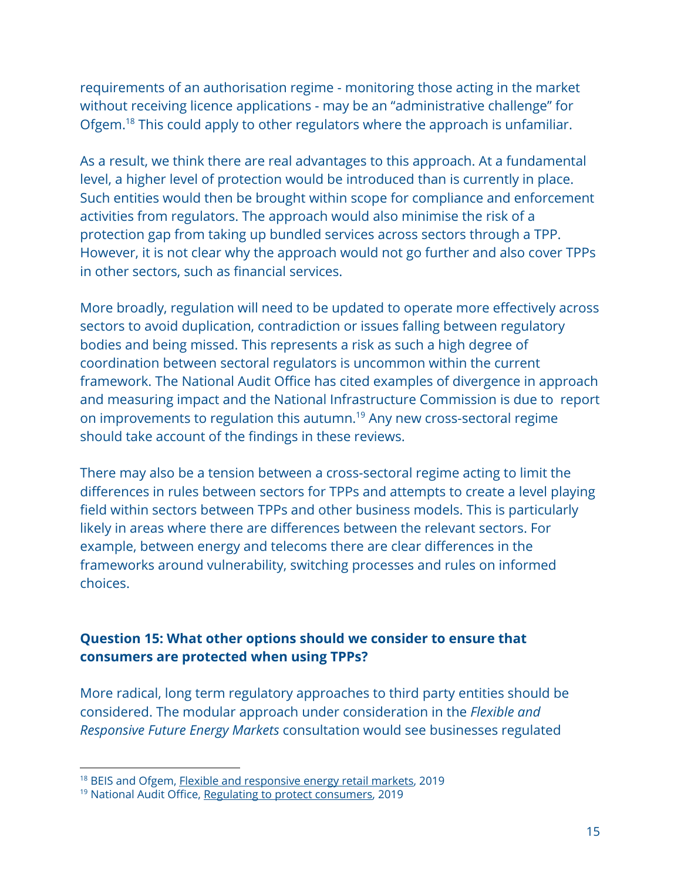requirements of an authorisation regime - monitoring those acting in the market without receiving licence applications - may be an "administrative challenge" for Ofgem.[18] This could apply to other regulators where the approach is unfamiliar.

As a result, we think there are real advantages to this approach. At a fundamental level, a higher level of protection would be introduced than is currently in place. Such entities would then be brought within scope for compliance and enforcement activities from regulators. The approach would also minimise the risk of a protection gap from taking up bundled services across sectors through a TPP. However, it is not clear why the approach would not go further and also cover TPPs in other sectors, such as financial services.

More broadly, regulation will need to be updated to operate more effectively across sectors to avoid duplication, contradiction or issues falling between regulatory bodies and being missed. This represents a risk as such a high degree of coordination between sectoral regulators is uncommon within the current framework. The National Audit Office has cited examples of divergence in approach and measuring impact and the National Infrastructure Commission is due to report on improvements to regulation this autumn.[19] Any new cross-sectoral regime should take account of the findings in these reviews.

There may also be a tension between a cross-sectoral regime acting to limit the differences in rules between sectors for TPPs and attempts to create a level playing field within sectors between TPPs and other business models. This is particularly likely in areas where there are differences between the relevant sectors. For example, between energy and telecoms there are clear differences in the frameworks around vulnerability, switching processes and rules on informed choices.

**Question 15: What other options should we consider to ensure that consumers are protected when using TPPs?**

More radical, long term regulatory approaches to third party entities should be considered. The modular approach under consideration in the *Flexible and Responsive Future Energy Markets* consultation would see businesses regulated

[18] BEIS and Ofgem, Flexible and responsive energy retail markets, 2019

[19] National Audit Office, Regulating to protect consumers, 2019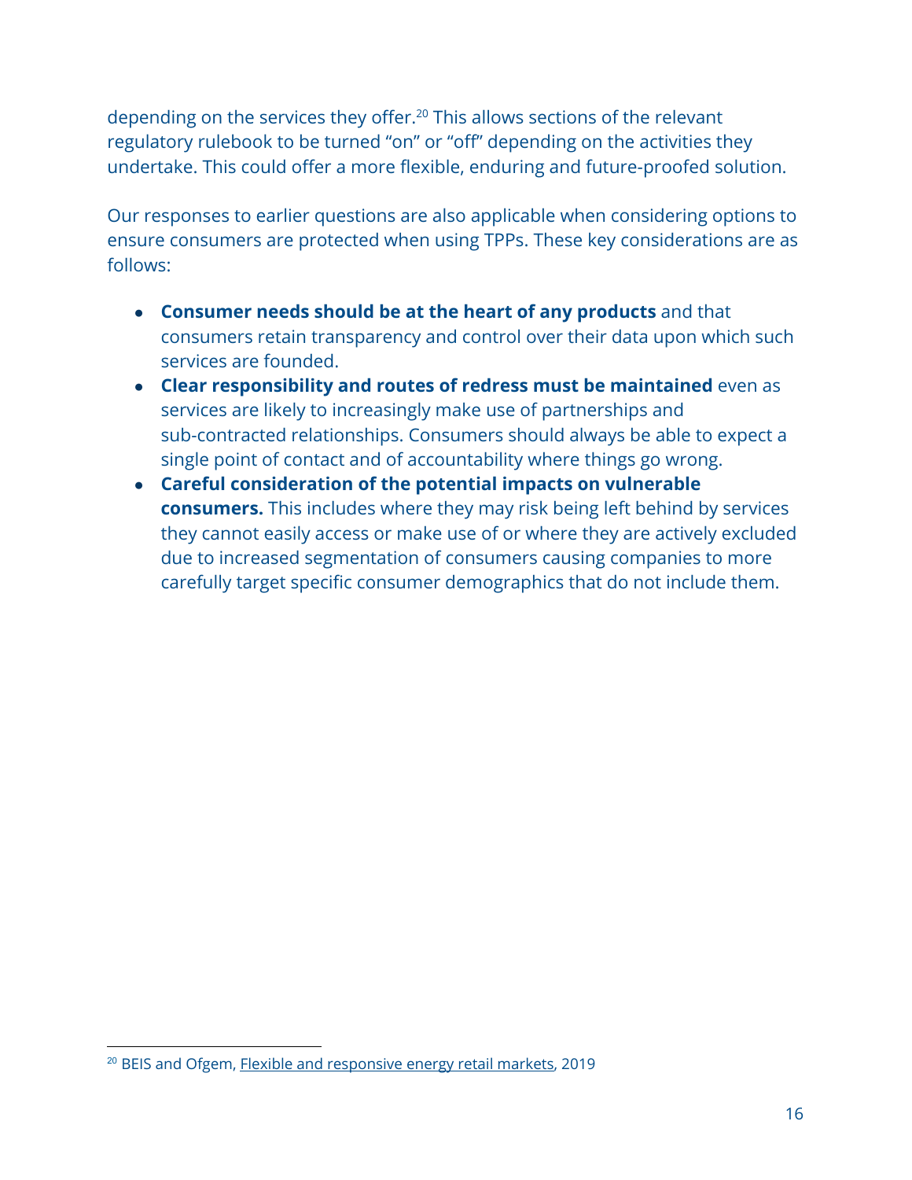depending on the services they offer.[20] This allows sections of the relevant regulatory rulebook to be turned "on" or "off" depending on the activities they undertake. This could offer a more flexible, enduring and future-proofed solution.

Our responses to earlier questions are also applicable when considering options to ensure consumers are protected when using TPPs. These key considerations are as follows:

- **Consumer needs should be at the heart of any products** and that consumers retain transparency and control over their data upon which such services are founded.
- **Clear responsibility and routes of redress must be maintained** even as services are likely to increasingly make use of partnerships and sub-contracted relationships. Consumers should always be able to expect a single point of contact and of accountability where things go wrong.
- **Careful consideration of the potential impacts on vulnerable consumers.** This includes where they may risk being left behind by services they cannot easily access or make use of or where they are actively excluded due to increased segmentation of consumers causing companies to more carefully target specific consumer demographics that do not include them.

[20] BEIS and Ofgem, Flexible and responsive energy retail markets, 2019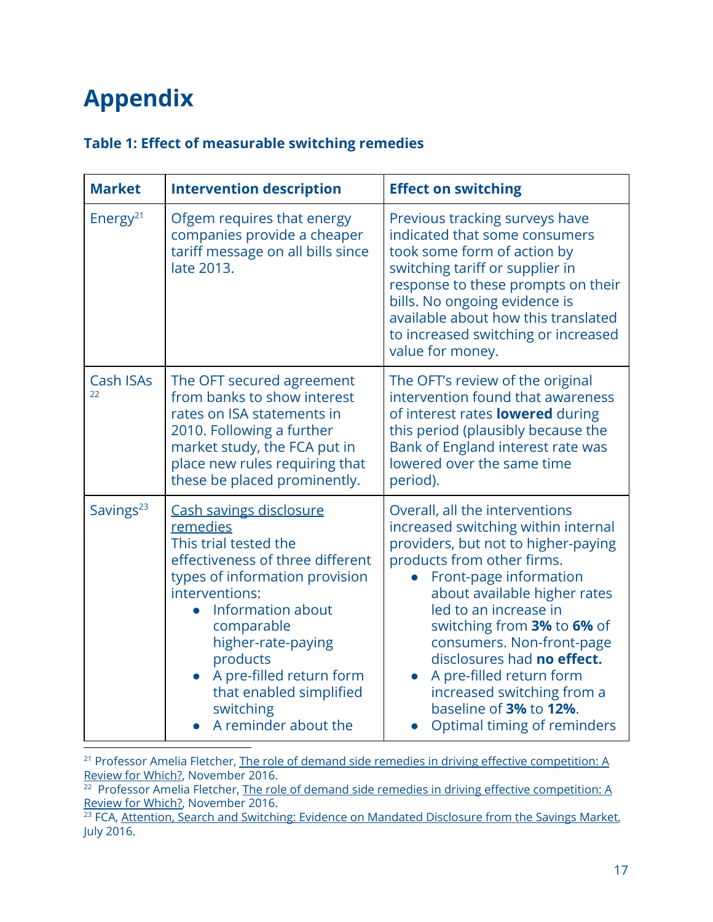# Appendix

### Table 1: Effect of measurable switching remedies

| Market | Intervention description | Effect on switching |
|---|---|---|
| Energy[21] | Ofgem requires that energy companies provide a cheaper tariff message on all bills since late 2013. | Previous tracking surveys have indicated that some consumers took some form of action by switching tariff or supplier in response to these prompts on their bills. No ongoing evidence is available about how this translated to increased switching or increased value for money. |
| Cash ISAs[22] | The OFT secured agreement from banks to show interest rates on ISA statements in 2010. Following a further market study, the FCA put in place new rules requiring that these be placed prominently. | The OFT's review of the original intervention found that awareness of interest rates **lowered** during this period (plausibly because the Bank of England interest rate was lowered over the same time period). |
| Savings[23] | Cash savings disclosure remedies<br>This trial tested the effectiveness of three different types of information provision interventions:<br>• Information about comparable higher-rate-paying products<br>• A pre-filled return form that enabled simplified switching<br>• A reminder about the | Overall, all the interventions increased switching within internal providers, but not to higher-paying products from other firms.<br>• Front-page information about available higher rates led to an increase in switching from **3%** to **6%** of consumers. Non-front-page disclosures had **no effect.**<br>• A pre-filled return form increased switching from a baseline of **3%** to **12%**.<br>• Optimal timing of reminders |

[21] Professor Amelia Fletcher, The role of demand side remedies in driving effective competition: A Review for Which?, November 2016.

[22] Professor Amelia Fletcher, The role of demand side remedies in driving effective competition: A Review for Which?, November 2016.

[23] FCA, Attention, Search and Switching: Evidence on Mandated Disclosure from the Savings Market, July 2016.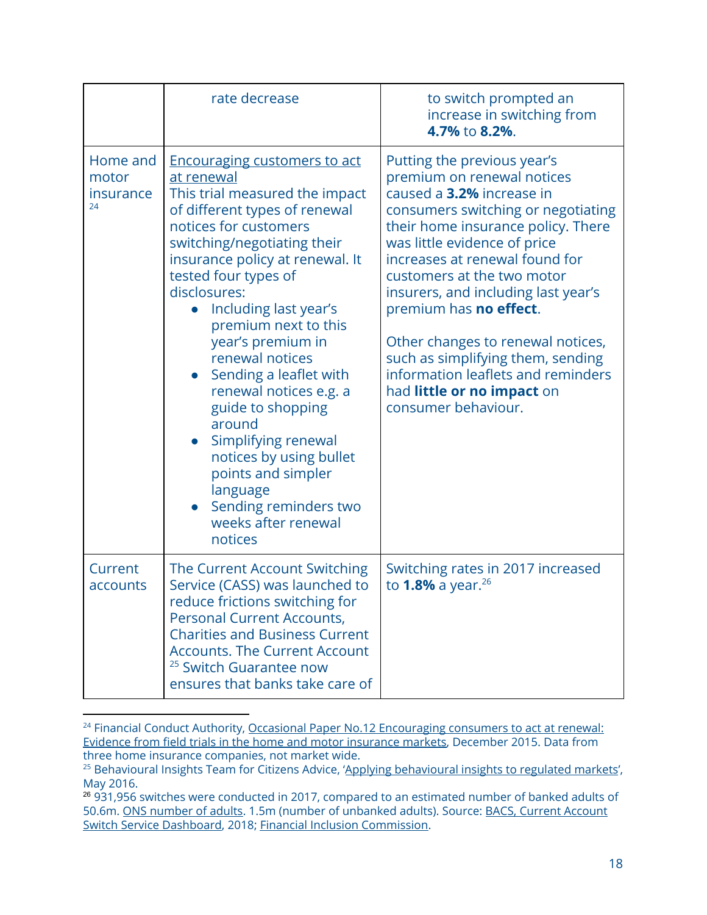| | | |
|---|---|---|
| | rate decrease | to switch prompted an increase in switching from **4.7%** to **8.2%**. |
| Home and motor insurance [24] | Encouraging customers to act at renewal<br>This trial measured the impact of different types of renewal notices for customers switching/negotiating their insurance policy at renewal. It tested four types of disclosures:<br>• Including last year's premium next to this year's premium in renewal notices<br>• Sending a leaflet with renewal notices e.g. a guide to shopping around<br>• Simplifying renewal notices by using bullet points and simpler language<br>• Sending reminders two weeks after renewal notices | Putting the previous year's premium on renewal notices caused a **3.2%** increase in consumers switching or negotiating their home insurance policy. There was little evidence of price increases at renewal found for customers at the two motor insurers, and including last year's premium has **no effect**.<br><br>Other changes to renewal notices, such as simplifying them, sending information leaflets and reminders had **little or no impact** on consumer behaviour. |
| Current accounts | The Current Account Switching Service (CASS) was launched to reduce frictions switching for Personal Current Accounts, Charities and Business Current Accounts. The Current Account [25] Switch Guarantee now ensures that banks take care of | Switching rates in 2017 increased to **1.8%** a year.[26] |

[24] Financial Conduct Authority, Occasional Paper No.12 Encouraging consumers to act at renewal: Evidence from field trials in the home and motor insurance markets, December 2015. Data from three home insurance companies, not market wide.

[25] Behavioural Insights Team for Citizens Advice, 'Applying behavioural insights to regulated markets', May 2016.

[26] 931,956 switches were conducted in 2017, compared to an estimated number of banked adults of 50.6m. ONS number of adults. 1.5m (number of unbanked adults). Source: BACS, Current Account Switch Service Dashboard, 2018; Financial Inclusion Commission.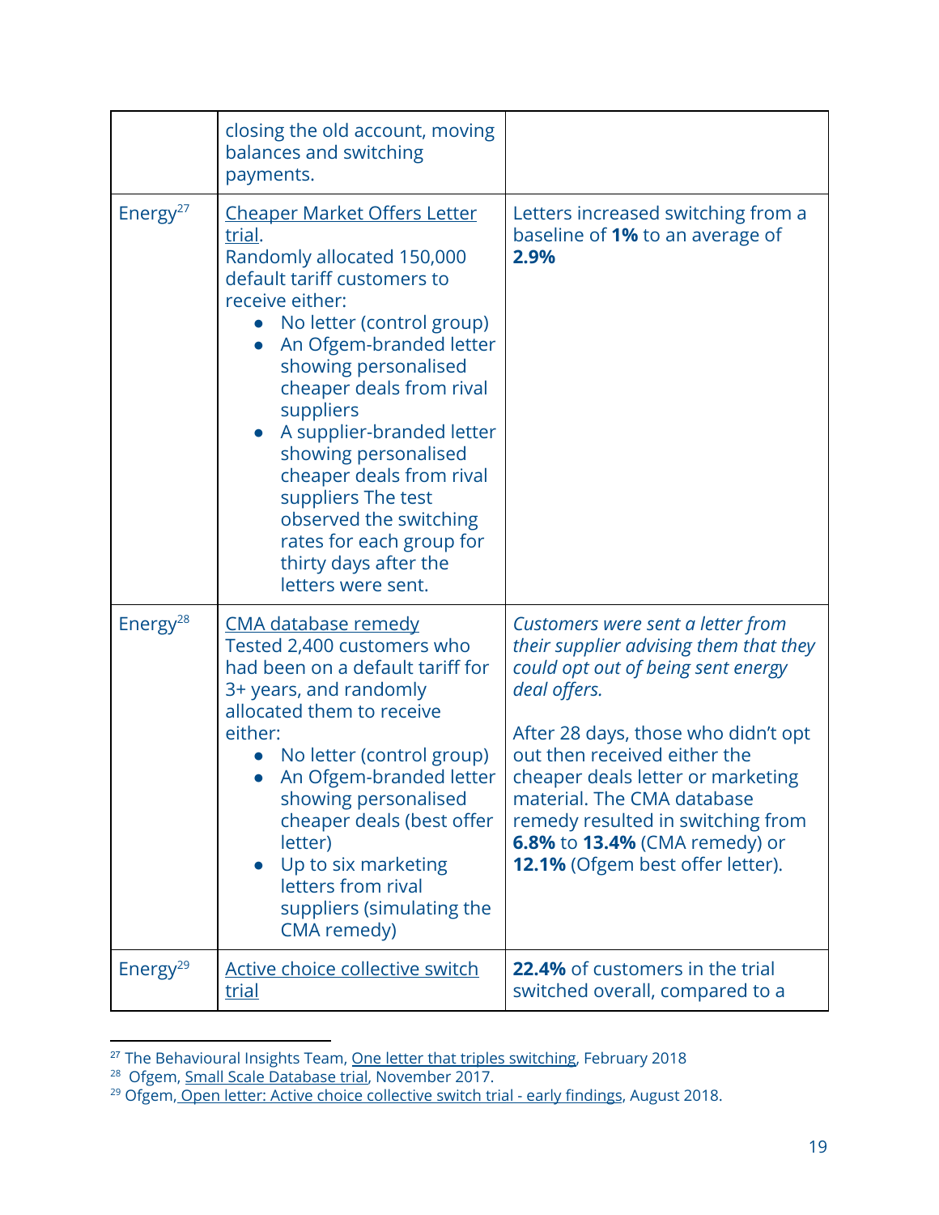| | | |
|---|---|---|
| | closing the old account, moving balances and switching payments. | |
| Energy[27] | Cheaper Market Offers Letter trial.<br>Randomly allocated 150,000 default tariff customers to receive either:<br>• No letter (control group)<br>• An Ofgem-branded letter showing personalised cheaper deals from rival suppliers<br>• A supplier-branded letter showing personalised cheaper deals from rival suppliers The test observed the switching rates for each group for thirty days after the letters were sent. | Letters increased switching from a baseline of **1%** to an average of **2.9%** |
| Energy[28] | CMA database remedy<br>Tested 2,400 customers who had been on a default tariff for 3+ years, and randomly allocated them to receive either:<br>• No letter (control group)<br>• An Ofgem-branded letter showing personalised cheaper deals (best offer letter)<br>• Up to six marketing letters from rival suppliers (simulating the CMA remedy) | *Customers were sent a letter from their supplier advising them that they could opt out of being sent energy deal offers.*<br><br>After 28 days, those who didn't opt out then received either the cheaper deals letter or marketing material. The CMA database remedy resulted in switching from **6.8%** to **13.4%** (CMA remedy) or **12.1%** (Ofgem best offer letter). |
| Energy[29] | Active choice collective switch trial | **22.4%** of customers in the trial switched overall, compared to a |

[27] The Behavioural Insights Team, One letter that triples switching, February 2018

[28] Ofgem, Small Scale Database trial, November 2017.

[29] Ofgem, Open letter: Active choice collective switch trial - early findings, August 2018.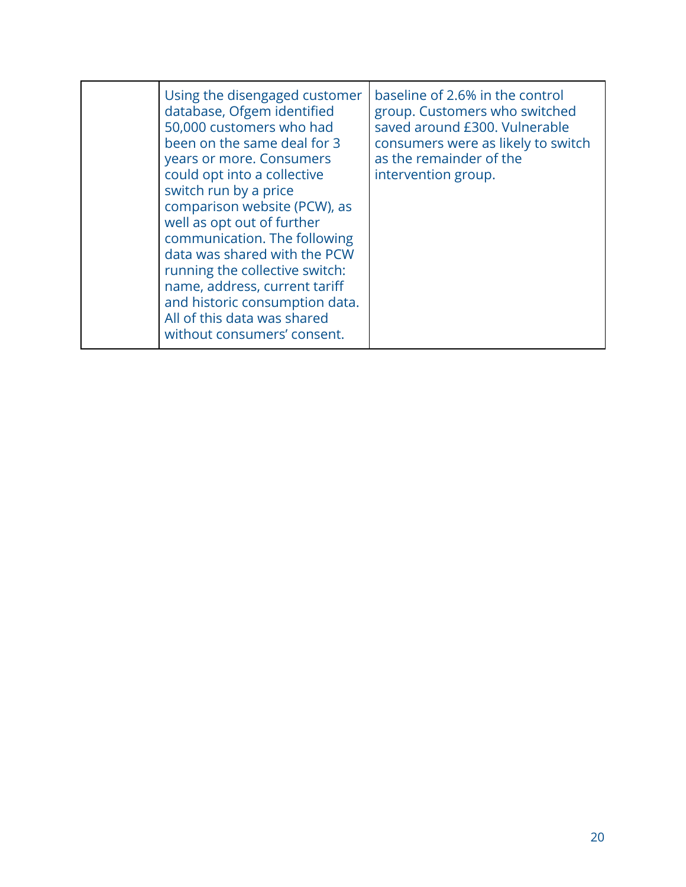| | | |
|---|---|---|
| | Using the disengaged customer database, Ofgem identified 50,000 customers who had been on the same deal for 3 years or more. Consumers could opt into a collective switch run by a price comparison website (PCW), as well as opt out of further communication. The following data was shared with the PCW running the collective switch: name, address, current tariff and historic consumption data. All of this data was shared without consumers' consent. | baseline of 2.6% in the control group. Customers who switched saved around £300. Vulnerable consumers were as likely to switch as the remainder of the intervention group. |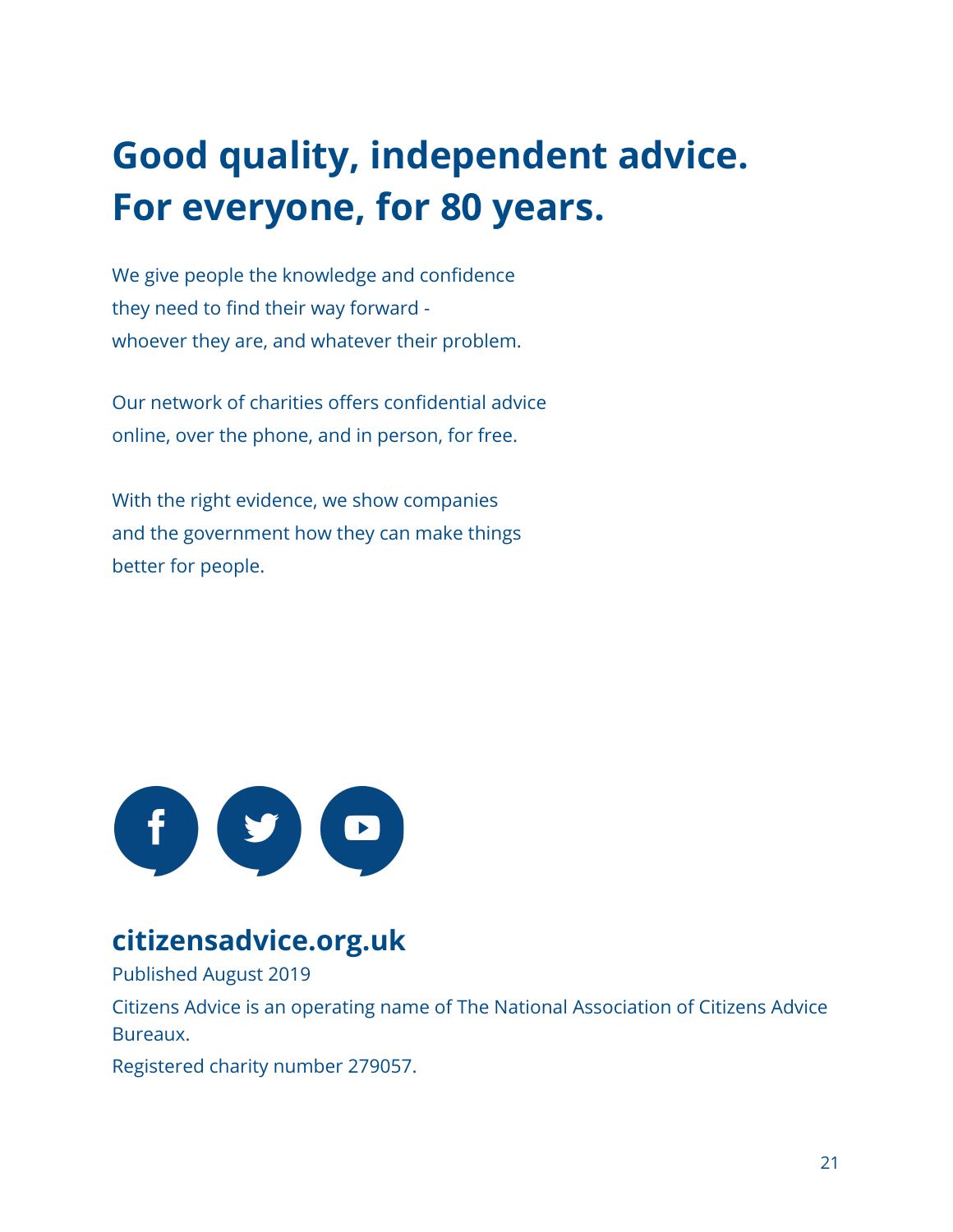# Good quality, independent advice. For everyone, for 80 years.

We give people the knowledge and confidence they need to find their way forward - whoever they are, and whatever their problem.

Our network of charities offers confidential advice online, over the phone, and in person, for free.

With the right evidence, we show companies and the government how they can make things better for people.

**citizensadvice.org.uk**

Published August 2019

Citizens Advice is an operating name of The National Association of Citizens Advice Bureaux.

Registered charity number 279057.